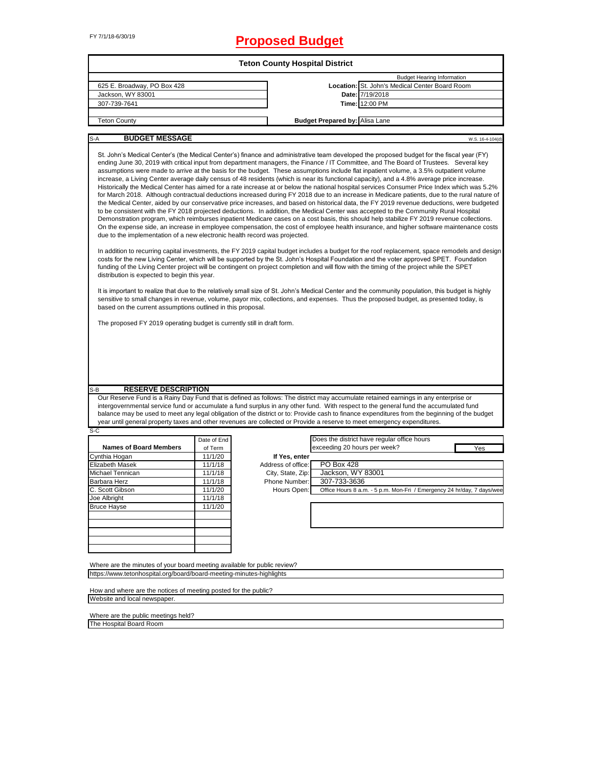FY 7/1/18-6/30/19

# Proposed Budget

## Teton County Hospital District

| | | |
|---|---|---|
| 625 E. Broadway, PO Box 428 | | Budget Hearing Information |
| Jackson, WY 83001 | **Location:** | St. John's Medical Center Board Room |
| 307-739-7641 | **Date:** | 7/19/2018 |
| | **Time:** | 12:00 PM |
| Teton County | **Budget Prepared by:** | Alisa Lane |

S-A **BUDGET MESSAGE** W.S. 16-4-104(d)

St. John's Medical Center's (the Medical Center's) finance and administrative team developed the proposed budget for the fiscal year (FY) ending June 30, 2019 with critical input from department managers, the Finance / IT Committee, and The Board of Trustees. Several key assumptions were made to arrive at the basis for the budget. These assumptions include flat inpatient volume, a 3.5% outpatient volume increase, a Living Center average daily census of 48 residents (which is near its functional capacity), and a 4.8% average price increase. Historically the Medical Center has aimed for a rate increase at or below the national hospital services Consumer Price Index which was 5.2% for March 2018. Although contractual deductions increased during FY 2018 due to an increase in Medicare patients, due to the rural nature of the Medical Center, aided by our conservative price increases, and based on historical data, the FY 2019 revenue deductions, were budgeted to be consistent with the FY 2018 projected deductions. In addition, the Medical Center was accepted to the Community Rural Hospital Demonstration program, which reimburses inpatient Medicare cases on a cost basis, this should help stabilize FY 2019 revenue collections. On the expense side, an increase in employee compensation, the cost of employee health insurance, and higher software maintenance costs due to the implementation of a new electronic health record was projected.

In addition to recurring capital investments, the FY 2019 capital budget includes a budget for the roof replacement, space remodels and design costs for the new Living Center, which will be supported by the St. John's Hospital Foundation and the voter approved SPET. Foundation funding of the Living Center project will be contingent on project completion and will flow with the timing of the project while the SPET distribution is expected to begin this year.

It is important to realize that due to the relatively small size of St. John's Medical Center and the community population, this budget is highly sensitive to small changes in revenue, volume, payor mix, collections, and expenses. Thus the proposed budget, as presented today, is based on the current assumptions outlined in this proposal.

The proposed FY 2019 operating budget is currently still in draft form.

S-B **RESERVE DESCRIPTION**

Our Reserve Fund is a Rainy Day Fund that is defined as follows: The district may accumulate retained earnings in any enterprise or intergovernmental service fund or accumulate a fund surplus in any other fund. With respect to the general fund the accumulated fund balance may be used to meet any legal obligation of the district or to: Provide cash to finance expenditures from the beginning of the budget year until general property taxes and other revenues are collected or Provide a reserve to meet emergency expenditures.

S-C

| Names of Board Members | Date of End of Term |
|---|---|
| Cynthia Hogan | 11/1/20 |
| Elizabeth Masek | 11/1/18 |
| Michael Tennican | 11/1/18 |
| Barbara Herz | 11/1/18 |
| C. Scott Gibson | 11/1/20 |
| Joe Albright | 11/1/18 |
| Bruce Hayse | 11/1/20 |

Does the district have regular office hours exceeding 20 hours per week? Yes

**If Yes, enter**

| | |
|---|---|
| Address of office: | PO Box 428 |
| City, State, Zip: | Jackson, WY 83001 |
| Phone Number: | 307-733-3636 |
| Hours Open: | Office Hours 8 a.m. - 5 p.m. Mon-Fri / Emergency 24 hr/day, 7 days/wee |

Where are the minutes of your board meeting available for public review?
https://www.tetonhospital.org/board/board-meeting-minutes-highlights

How and where are the notices of meeting posted for the public?
Website and local newspaper.

Where are the public meetings held?
The Hospital Board Room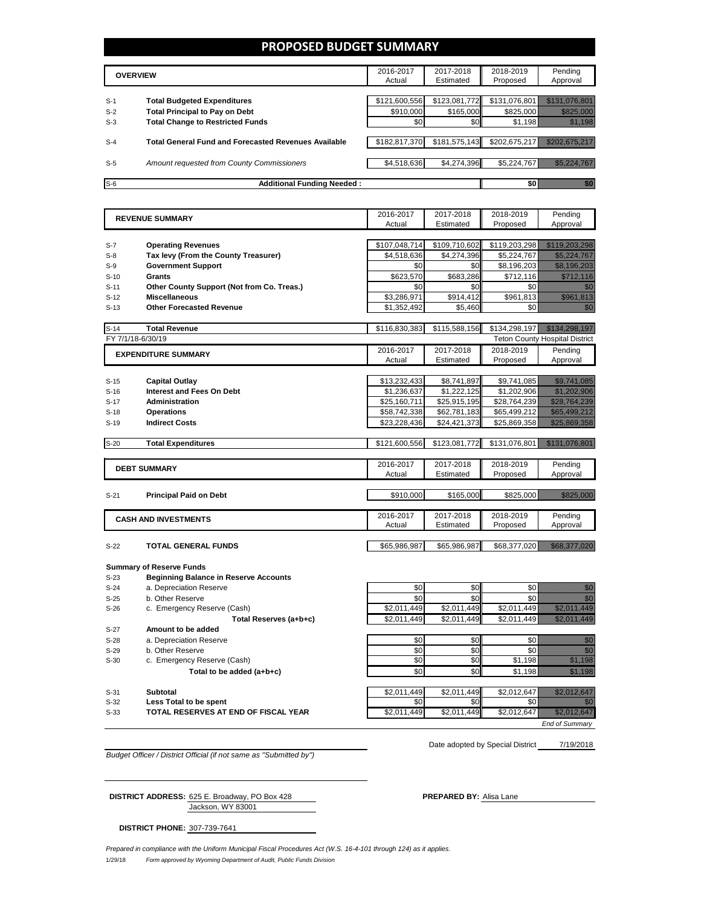# PROPOSED BUDGET SUMMARY

| | OVERVIEW | 2016-2017 Actual | 2017-2018 Estimated | 2018-2019 Proposed | Pending Approval |
|---|---|---|---|---|---|
| S-1 | **Total Budgeted Expenditures** | $121,600,556 | $123,081,772 | $131,076,801 | $131,076,801 |
| S-2 | **Total Principal to Pay on Debt** | $910,000 | $165,000 | $825,000 | $825,000 |
| S-3 | **Total Change to Restricted Funds** | $0 | $0 | $1,198 | $1,198 |
| S-4 | **Total General Fund and Forecasted Revenues Available** | $182,817,370 | $181,575,143 | $202,675,217 | $202,675,217 |
| S-5 | *Amount requested from County Commissioners* | $4,518,636 | $4,274,396 | $5,224,767 | $5,224,767 |
| S-6 | **Additional Funding Needed :** | | | $0 | $0 |

| | REVENUE SUMMARY | 2016-2017 Actual | 2017-2018 Estimated | 2018-2019 Proposed | Pending Approval |
|---|---|---|---|---|---|
| S-7 | **Operating Revenues** | $107,048,714 | $109,710,602 | $119,203,298 | $119,203,298 |
| S-8 | **Tax levy (From the County Treasurer)** | $4,518,636 | $4,274,396 | $5,224,767 | $5,224,767 |
| S-9 | **Government Support** | $0 | $0 | $8,196,203 | $8,196,203 |
| S-10 | **Grants** | $623,570 | $683,286 | $712,116 | $712,116 |
| S-11 | **Other County Support (Not from Co. Treas.)** | $0 | $0 | $0 | $0 |
| S-12 | **Miscellaneous** | $3,286,971 | $914,412 | $961,813 | $961,813 |
| S-13 | **Other Forecasted Revenue** | $1,352,492 | $5,460 | $0 | $0 |
| S-14 | **Total Revenue** | $116,830,383 | $115,588,156 | $134,298,197 | $134,298,197 |

FY 7/1/18-6/30/19 — Teton County Hospital District

| | EXPENDITURE SUMMARY | 2016-2017 Actual | 2017-2018 Estimated | 2018-2019 Proposed | Pending Approval |
|---|---|---|---|---|---|
| S-15 | **Capital Outlay** | $13,232,433 | $8,741,897 | $9,741,085 | $9,741,085 |
| S-16 | **Interest and Fees On Debt** | $1,236,637 | $1,222,125 | $1,202,906 | $1,202,906 |
| S-17 | **Administration** | $25,160,711 | $25,915,195 | $28,764,239 | $28,764,239 |
| S-18 | **Operations** | $58,742,338 | $62,781,183 | $65,499,212 | $65,499,212 |
| S-19 | **Indirect Costs** | $23,228,436 | $24,421,373 | $25,869,358 | $25,869,358 |
| S-20 | **Total Expenditures** | $121,600,556 | $123,081,772 | $131,076,801 | $131,076,801 |

| | DEBT SUMMARY | 2016-2017 Actual | 2017-2018 Estimated | 2018-2019 Proposed | Pending Approval |
|---|---|---|---|---|---|
| S-21 | **Principal Paid on Debt** | $910,000 | $165,000 | $825,000 | $825,000 |

| | CASH AND INVESTMENTS | 2016-2017 Actual | 2017-2018 Estimated | 2018-2019 Proposed | Pending Approval |
|---|---|---|---|---|---|
| S-22 | **TOTAL GENERAL FUNDS** | $65,986,987 | $65,986,987 | $68,377,020 | $68,377,020 |

**Summary of Reserve Funds**

| | | 2016-2017 Actual | 2017-2018 Estimated | 2018-2019 Proposed | Pending Approval |
|---|---|---|---|---|---|
| S-23 | **Beginning Balance in Reserve Accounts** | | | | |
| S-24 | a. Depreciation Reserve | $0 | $0 | $0 | $0 |
| S-25 | b. Other Reserve | $0 | $0 | $0 | $0 |
| S-26 | c. Emergency Reserve (Cash) | $2,011,449 | $2,011,449 | $2,011,449 | $2,011,449 |
| | **Total Reserves (a+b+c)** | $2,011,449 | $2,011,449 | $2,011,449 | $2,011,449 |
| S-27 | **Amount to be added** | | | | |
| S-28 | a. Depreciation Reserve | $0 | $0 | $0 | $0 |
| S-29 | b. Other Reserve | $0 | $0 | $0 | $0 |
| S-30 | c. Emergency Reserve (Cash) | $0 | $0 | $1,198 | $1,198 |
| | **Total to be added (a+b+c)** | $0 | $0 | $1,198 | $1,198 |
| S-31 | **Subtotal** | $2,011,449 | $2,011,449 | $2,012,647 | $2,012,647 |
| S-32 | **Less Total to be spent** | $0 | $0 | $0 | $0 |
| S-33 | **TOTAL RESERVES AT END OF FISCAL YEAR** | $2,011,449 | $2,011,449 | $2,012,647 | $2,012,647 |

*End of Summary*

*Budget Officer / District Official (if not same as "Submitted by")*

Date adopted by Special District 7/19/2018

**DISTRICT ADDRESS:** 625 E. Broadway, PO Box 428
Jackson, WY 83001

**PREPARED BY:** Alisa Lane

**DISTRICT PHONE:** 307-739-7641

*Prepared in compliance with the Uniform Municipal Fiscal Procedures Act (W.S. 16-4-101 through 124) as it applies.*

1/29/18 *Form approved by Wyoming Department of Audit, Public Funds Division*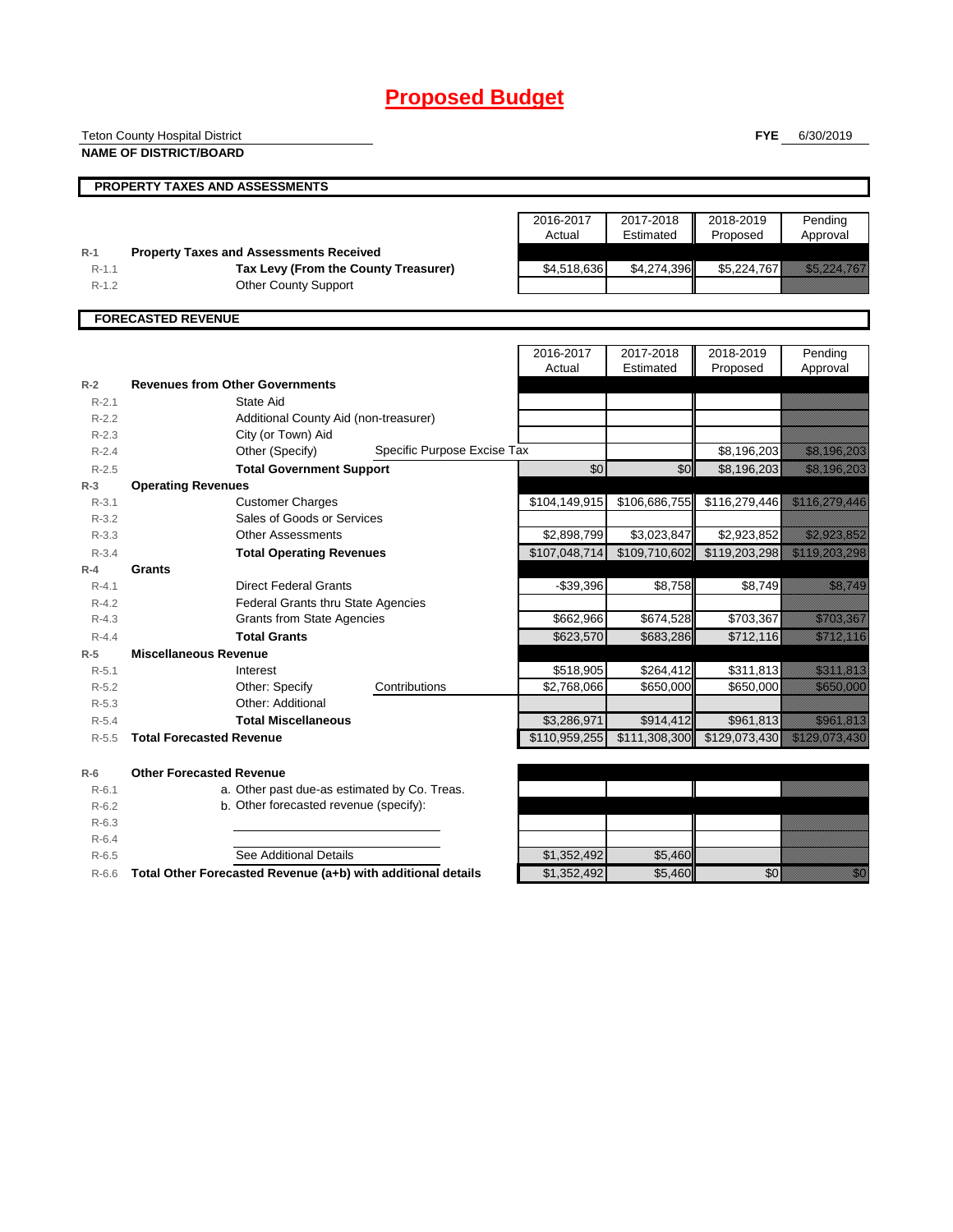# Proposed Budget

Teton County Hospital District
**NAME OF DISTRICT/BOARD**

**FYE** 6/30/2019

## PROPERTY TAXES AND ASSESSMENTS

| | | 2016-2017 Actual | 2017-2018 Estimated | 2018-2019 Proposed | Pending Approval |
|---|---|---|---|---|---|
| R-1 | **Property Taxes and Assessments Received** | | | | |
| R-1.1 | **Tax Levy (From the County Treasurer)** | $4,518,636 | $4,274,396 | $5,224,767 | $5,224,767 |
| R-1.2 | Other County Support | | | | |

## FORECASTED REVENUE

| | | 2016-2017 Actual | 2017-2018 Estimated | 2018-2019 Proposed | Pending Approval |
|---|---|---|---|---|---|
| R-2 | **Revenues from Other Governments** | | | | |
| R-2.1 | State Aid | | | | |
| R-2.2 | Additional County Aid (non-treasurer) | | | | |
| R-2.3 | City (or Town) Aid | | | | |
| R-2.4 | Other (Specify) Specific Purpose Excise Tax | | | $8,196,203 | $8,196,203 |
| R-2.5 | **Total Government Support** | $0 | $0 | $8,196,203 | $8,196,203 |
| R-3 | **Operating Revenues** | | | | |
| R-3.1 | Customer Charges | $104,149,915 | $106,686,755 | $116,279,446 | $116,279,446 |
| R-3.2 | Sales of Goods or Services | | | | |
| R-3.3 | Other Assessments | $2,898,799 | $3,023,847 | $2,923,852 | $2,923,852 |
| R-3.4 | **Total Operating Revenues** | $107,048,714 | $109,710,602 | $119,203,298 | $119,203,298 |
| R-4 | **Grants** | | | | |
| R-4.1 | Direct Federal Grants | -$39,396 | $8,758 | $8,749 | $8,749 |
| R-4.2 | Federal Grants thru State Agencies | | | | |
| R-4.3 | Grants from State Agencies | $662,966 | $674,528 | $703,367 | $703,367 |
| R-4.4 | **Total Grants** | $623,570 | $683,286 | $712,116 | $712,116 |
| R-5 | **Miscellaneous Revenue** | | | | |
| R-5.1 | Interest | $518,905 | $264,412 | $311,813 | $311,813 |
| R-5.2 | Other: Specify Contributions | $2,768,066 | $650,000 | $650,000 | $650,000 |
| R-5.3 | Other: Additional | | | | |
| R-5.4 | **Total Miscellaneous** | $3,286,971 | $914,412 | $961,813 | $961,813 |
| R-5.5 | **Total Forecasted Revenue** | $110,959,255 | $111,308,300 | $129,073,430 | $129,073,430 |
| R-6 | **Other Forecasted Revenue** | | | | |
| R-6.1 | a. Other past due-as estimated by Co. Treas. | | | | |
| R-6.2 | b. Other forecasted revenue (specify): | | | | |
| R-6.3 | | | | | |
| R-6.4 | | | | | |
| R-6.5 | See Additional Details | $1,352,492 | $5,460 | | |
| R-6.6 | **Total Other Forecasted Revenue (a+b) with additional details** | $1,352,492 | $5,460 | $0 | $0 |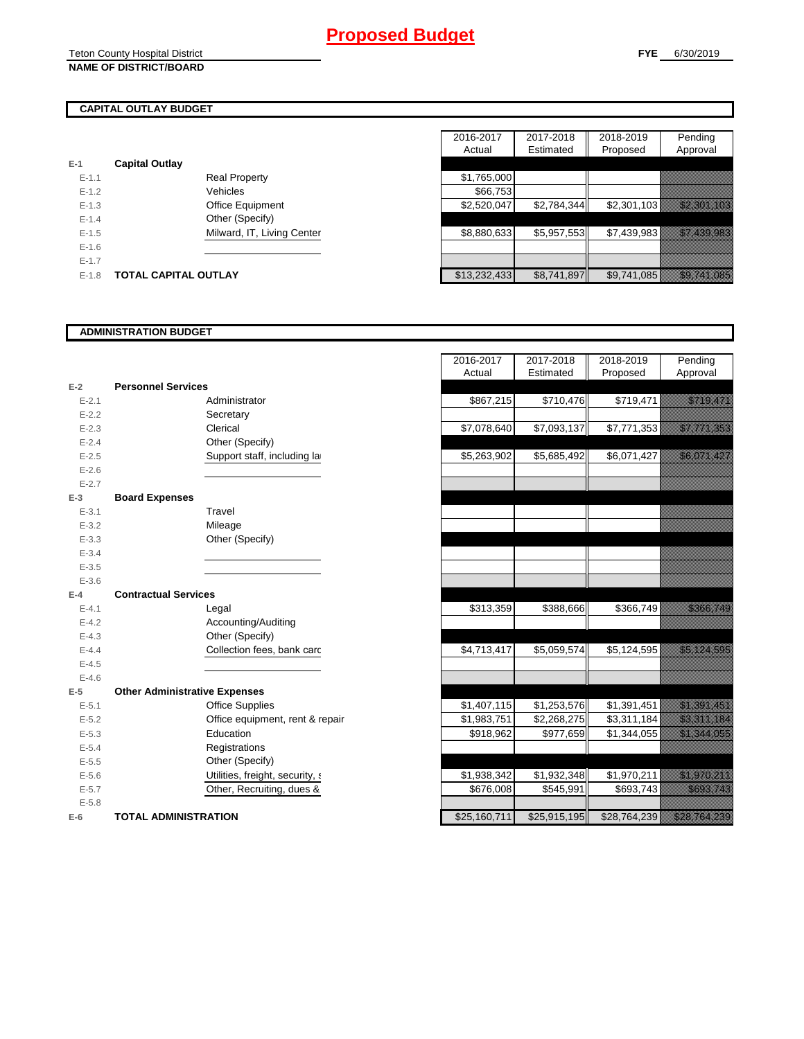# Proposed Budget

Teton County Hospital District
**NAME OF DISTRICT/BOARD**

**FYE** 6/30/2019

## CAPITAL OUTLAY BUDGET

| | | | 2016-2017 Actual | 2017-2018 Estimated | 2018-2019 Proposed | Pending Approval |
|---|---|---|---|---|---|---|
| **E-1** | **Capital Outlay** | | | | | |
| E-1.1 | | Real Property | $1,765,000 | | | |
| E-1.2 | | Vehicles | $66,753 | | | |
| E-1.3 | | Office Equipment | $2,520,047 | $2,784,344 | $2,301,103 | $2,301,103 |
| E-1.4 | | Other (Specify) | | | | |
| E-1.5 | | Milward, IT, Living Center | $8,880,633 | $5,957,553 | $7,439,983 | $7,439,983 |
| E-1.6 | | | | | | |
| E-1.7 | | | | | | |
| E-1.8 | **TOTAL CAPITAL OUTLAY** | | $13,232,433 | $8,741,897 | $9,741,085 | $9,741,085 |

## ADMINISTRATION BUDGET

| | | | 2016-2017 Actual | 2017-2018 Estimated | 2018-2019 Proposed | Pending Approval |
|---|---|---|---|---|---|---|
| **E-2** | **Personnel Services** | | | | | |
| E-2.1 | | Administrator | $867,215 | $710,476 | $719,471 | $719,471 |
| E-2.2 | | Secretary | | | | |
| E-2.3 | | Clerical | $7,078,640 | $7,093,137 | $7,771,353 | $7,771,353 |
| E-2.4 | | Other (Specify) | | | | |
| E-2.5 | | Support staff, including la | $5,263,902 | $5,685,492 | $6,071,427 | $6,071,427 |
| E-2.6 | | | | | | |
| E-2.7 | | | | | | |
| **E-3** | **Board Expenses** | | | | | |
| E-3.1 | | Travel | | | | |
| E-3.2 | | Mileage | | | | |
| E-3.3 | | Other (Specify) | | | | |
| E-3.4 | | | | | | |
| E-3.5 | | | | | | |
| E-3.6 | | | | | | |
| **E-4** | **Contractual Services** | | | | | |
| E-4.1 | | Legal | $313,359 | $388,666 | $366,749 | $366,749 |
| E-4.2 | | Accounting/Auditing | | | | |
| E-4.3 | | Other (Specify) | | | | |
| E-4.4 | | Collection fees, bank carc | $4,713,417 | $5,059,574 | $5,124,595 | $5,124,595 |
| E-4.5 | | | | | | |
| E-4.6 | | | | | | |
| **E-5** | **Other Administrative Expenses** | | | | | |
| E-5.1 | | Office Supplies | $1,407,115 | $1,253,576 | $1,391,451 | $1,391,451 |
| E-5.2 | | Office equipment, rent & repair | $1,983,751 | $2,268,275 | $3,311,184 | $3,311,184 |
| E-5.3 | | Education | $918,962 | $977,659 | $1,344,055 | $1,344,055 |
| E-5.4 | | Registrations | | | | |
| E-5.5 | | Other (Specify) | | | | |
| E-5.6 | | Utilities, freight, security, s | $1,938,342 | $1,932,348 | $1,970,211 | $1,970,211 |
| E-5.7 | | Other, Recruiting, dues & | $676,008 | $545,991 | $693,743 | $693,743 |
| E-5.8 | | | | | | |
| **E-6** | **TOTAL ADMINISTRATION** | | $25,160,711 | $25,915,195 | $28,764,239 | $28,764,239 |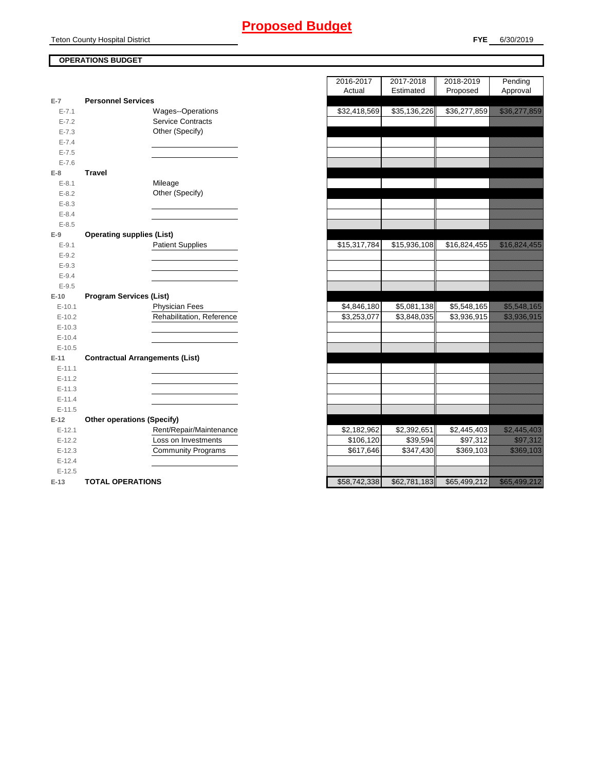# Proposed Budget

Teton County Hospital District

**FYE** 6/30/2019

**OPERATIONS BUDGET**

| | | | 2016-2017 Actual | 2017-2018 Estimated | 2018-2019 Proposed | Pending Approval |
|---|---|---|---|---|---|---|
| **E-7** | **Personnel Services** | | | | | |
| E-7.1 | | Wages--Operations | $32,418,569 | $35,136,226 | $36,277,859 | $36,277,859 |
| E-7.2 | | Service Contracts | | | | |
| E-7.3 | | Other (Specify) | | | | |
| E-7.4 | | | | | | |
| E-7.5 | | | | | | |
| E-7.6 | | | | | | |
| **E-8** | **Travel** | | | | | |
| E-8.1 | | Mileage | | | | |
| E-8.2 | | Other (Specify) | | | | |
| E-8.3 | | | | | | |
| E-8.4 | | | | | | |
| E-8.5 | | | | | | |
| **E-9** | **Operating supplies (List)** | | | | | |
| E-9.1 | | Patient Supplies | $15,317,784 | $15,936,108 | $16,824,455 | $16,824,455 |
| E-9.2 | | | | | | |
| E-9.3 | | | | | | |
| E-9.4 | | | | | | |
| E-9.5 | | | | | | |
| **E-10** | **Program Services (List)** | | | | | |
| E-10.1 | | Physician Fees | $4,846,180 | $5,081,138 | $5,548,165 | $5,548,165 |
| E-10.2 | | Rehabilitation, Reference | $3,253,077 | $3,848,035 | $3,936,915 | $3,936,915 |
| E-10.3 | | | | | | |
| E-10.4 | | | | | | |
| E-10.5 | | | | | | |
| **E-11** | **Contractual Arrangements (List)** | | | | | |
| E-11.1 | | | | | | |
| E-11.2 | | | | | | |
| E-11.3 | | | | | | |
| E-11.4 | | | | | | |
| E-11.5 | | | | | | |
| **E-12** | **Other operations (Specify)** | | | | | |
| E-12.1 | | Rent/Repair/Maintenance | $2,182,962 | $2,392,651 | $2,445,403 | $2,445,403 |
| E-12.2 | | Loss on Investments | $106,120 | $39,594 | $97,312 | $97,312 |
| E-12.3 | | Community Programs | $617,646 | $347,430 | $369,103 | $369,103 |
| E-12.4 | | | | | | |
| E-12.5 | | | | | | |
| **E-13** | **TOTAL OPERATIONS** | | $58,742,338 | $62,781,183 | $65,499,212 | $65,499,212 |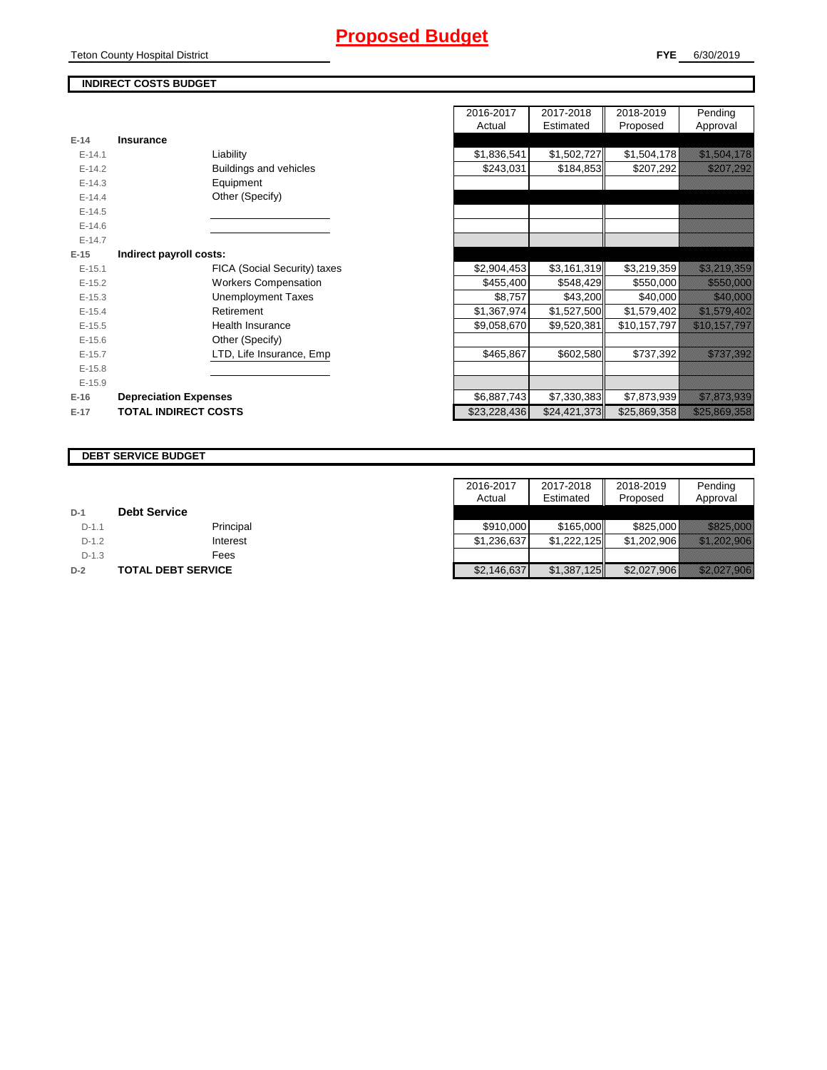# Proposed Budget

Teton County Hospital District

**FYE** 6/30/2019

## INDIRECT COSTS BUDGET

| | | | 2016-2017 Actual | 2017-2018 Estimated | 2018-2019 Proposed | Pending Approval |
|---|---|---|---|---|---|---|
| **E-14** | **Insurance** | | | | | |
| E-14.1 | | Liability | $1,836,541 | $1,502,727 | $1,504,178 | $1,504,178 |
| E-14.2 | | Buildings and vehicles | $243,031 | $184,853 | $207,292 | $207,292 |
| E-14.3 | | Equipment | | | | |
| E-14.4 | | Other (Specify) | | | | |
| E-14.5 | | | | | | |
| E-14.6 | | | | | | |
| E-14.7 | | | | | | |
| **E-15** | **Indirect payroll costs:** | | | | | |
| E-15.1 | | FICA (Social Security) taxes | $2,904,453 | $3,161,319 | $3,219,359 | $3,219,359 |
| E-15.2 | | Workers Compensation | $455,400 | $548,429 | $550,000 | $550,000 |
| E-15.3 | | Unemployment Taxes | $8,757 | $43,200 | $40,000 | $40,000 |
| E-15.4 | | Retirement | $1,367,974 | $1,527,500 | $1,579,402 | $1,579,402 |
| E-15.5 | | Health Insurance | $9,058,670 | $9,520,381 | $10,157,797 | $10,157,797 |
| E-15.6 | | Other (Specify) | | | | |
| E-15.7 | | LTD, Life Insurance, Emp | $465,867 | $602,580 | $737,392 | $737,392 |
| E-15.8 | | | | | | |
| E-15.9 | | | | | | |
| **E-16** | **Depreciation Expenses** | | $6,887,743 | $7,330,383 | $7,873,939 | $7,873,939 |
| **E-17** | **TOTAL INDIRECT COSTS** | | $23,228,436 | $24,421,373 | $25,869,358 | $25,869,358 |

## DEBT SERVICE BUDGET

| | | | 2016-2017 Actual | 2017-2018 Estimated | 2018-2019 Proposed | Pending Approval |
|---|---|---|---|---|---|---|
| **D-1** | **Debt Service** | | | | | |
| D-1.1 | | Principal | $910,000 | $165,000 | $825,000 | $825,000 |
| D-1.2 | | Interest | $1,236,637 | $1,222,125 | $1,202,906 | $1,202,906 |
| D-1.3 | | Fees | | | | |
| **D-2** | **TOTAL DEBT SERVICE** | | $2,146,637 | $1,387,125 | $2,027,906 | $2,027,906 |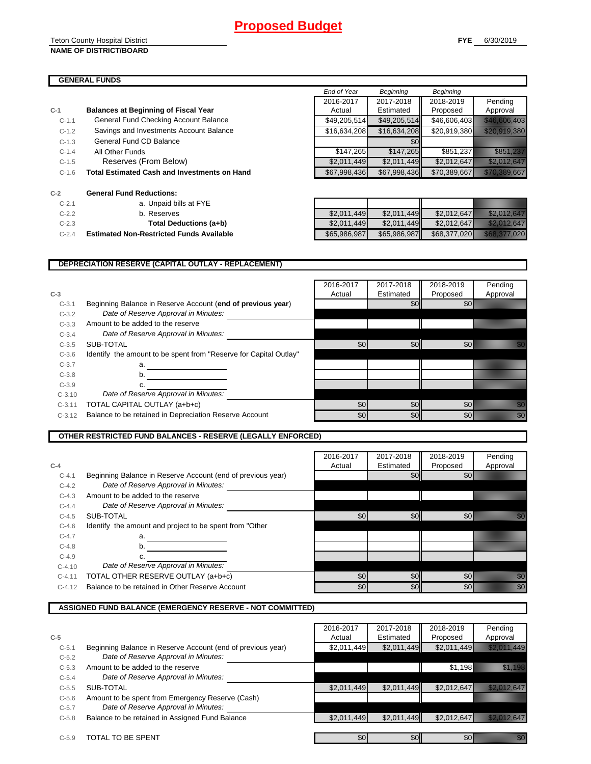# Proposed Budget

Teton County Hospital District
**NAME OF DISTRICT/BOARD**

**FYE** 6/30/2019

## GENERAL FUNDS

| | | End of Year 2016-2017 Actual | Beginning 2017-2018 Estimated | Beginning 2018-2019 Proposed | Pending Approval |
|---|---|---|---|---|---|
| **C-1** | **Balances at Beginning of Fiscal Year** | | | | |
| C-1.1 | General Fund Checking Account Balance | $49,205,514 | $49,205,514 | $46,606,403 | $46,606,403 |
| C-1.2 | Savings and Investments Account Balance | $16,634,208 | $16,634,208 | $20,919,380 | $20,919,380 |
| C-1.3 | General Fund CD Balance | | $0 | | |
| C-1.4 | All Other Funds | $147,265 | $147,265 | $851,237 | $851,237 |
| C-1.5 | Reserves (From Below) | $2,011,449 | $2,011,449 | $2,012,647 | $2,012,647 |
| C-1.6 | **Total Estimated Cash and Investments on Hand** | $67,998,436 | $67,998,436 | $70,389,667 | $70,389,667 |
| **C-2** | **General Fund Reductions:** | | | | |
| C-2.1 | a. Unpaid bills at FYE | | | | |
| C-2.2 | b. Reserves | $2,011,449 | $2,011,449 | $2,012,647 | $2,012,647 |
| C-2.3 | **Total Deductions (a+b)** | $2,011,449 | $2,011,449 | $2,012,647 | $2,012,647 |
| C-2.4 | **Estimated Non-Restricted Funds Available** | $65,986,987 | $65,986,987 | $68,377,020 | $68,377,020 |

## DEPRECIATION RESERVE (CAPITAL OUTLAY - REPLACEMENT)

| **C-3** | | 2016-2017 Actual | 2017-2018 Estimated | 2018-2019 Proposed | Pending Approval |
|---|---|---|---|---|---|
| C-3.1 | Beginning Balance in Reserve Account (**end of previous year**) | | $0 | $0 | |
| C-3.2 | *Date of Reserve Approval in Minutes:* | | | | |
| C-3.3 | Amount to be added to the reserve | | | | |
| C-3.4 | *Date of Reserve Approval in Minutes:* | | | | |
| C-3.5 | SUB-TOTAL | $0 | $0 | $0 | $0 |
| C-3.6 | Identify the amount to be spent from "Reserve for Capital Outlay" | | | | |
| C-3.7 | a. | | | | |
| C-3.8 | b. | | | | |
| C-3.9 | c. | | | | |
| C-3.10 | *Date of Reserve Approval in Minutes:* | | | | |
| C-3.11 | TOTAL CAPITAL OUTLAY (a+b+c) | $0 | $0 | $0 | $0 |
| C-3.12 | Balance to be retained in Depreciation Reserve Account | $0 | $0 | $0 | $0 |

## OTHER RESTRICTED FUND BALANCES - RESERVE (LEGALLY ENFORCED)

| **C-4** | | 2016-2017 Actual | 2017-2018 Estimated | 2018-2019 Proposed | Pending Approval |
|---|---|---|---|---|---|
| C-4.1 | Beginning Balance in Reserve Account (end of previous year) | | $0 | $0 | |
| C-4.2 | *Date of Reserve Approval in Minutes:* | | | | |
| C-4.3 | Amount to be added to the reserve | | | | |
| C-4.4 | *Date of Reserve Approval in Minutes:* | | | | |
| C-4.5 | SUB-TOTAL | $0 | $0 | $0 | $0 |
| C-4.6 | Identify the amount and project to be spent from "Other | | | | |
| C-4.7 | a. | | | | |
| C-4.8 | b. | | | | |
| C-4.9 | c. | | | | |
| C-4.10 | *Date of Reserve Approval in Minutes:* | | | | |
| C-4.11 | TOTAL OTHER RESERVE OUTLAY (a+b+c) | $0 | $0 | $0 | $0 |
| C-4.12 | Balance to be retained in Other Reserve Account | $0 | $0 | $0 | $0 |

## ASSIGNED FUND BALANCE (EMERGENCY RESERVE - NOT COMMITTED)

| **C-5** | | 2016-2017 Actual | 2017-2018 Estimated | 2018-2019 Proposed | Pending Approval |
|---|---|---|---|---|---|
| C-5.1 | Beginning Balance in Reserve Account (end of previous year) | $2,011,449 | $2,011,449 | $2,011,449 | $2,011,449 |
| C-5.2 | *Date of Reserve Approval in Minutes:* | | | | |
| C-5.3 | Amount to be added to the reserve | | | $1,198 | $1,198 |
| C-5.4 | *Date of Reserve Approval in Minutes:* | | | | |
| C-5.5 | SUB-TOTAL | $2,011,449 | $2,011,449 | $2,012,647 | $2,012,647 |
| C-5.6 | Amount to be spent from Emergency Reserve (Cash) | | | | |
| C-5.7 | *Date of Reserve Approval in Minutes:* | | | | |
| C-5.8 | Balance to be retained in Assigned Fund Balance | $2,011,449 | $2,011,449 | $2,012,647 | $2,012,647 |
| C-5.9 | TOTAL TO BE SPENT | $0 | $0 | $0 | $0 |